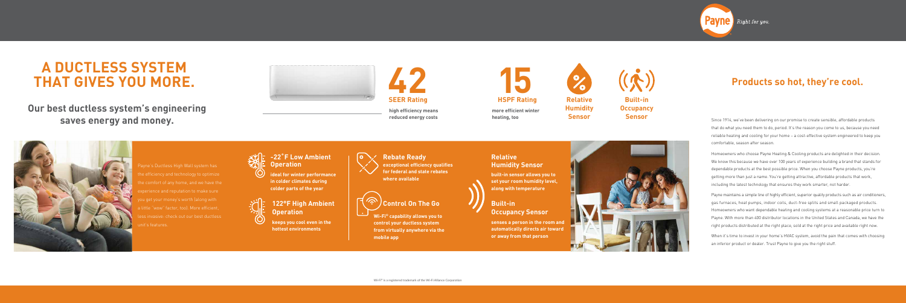# A DUCTLESS SYSTEM THAT GIVES YOU MORE.

## Our best ductless system's engineering saves energy and money.

**42**
**SEER Rating**
high efficiency means reduced energy costs

**15**
**HSPF Rating**
more efficient winter heating, too

**Relative Humidity Sensor**

**Built-in Occupancy Sensor**

Payne's Ductless High Wall system has the efficiency and technology to optimize the comfort of any home, and we have the experience and reputation to make sure you get your money's worth (along with a little "wow" factor, too). More efficient, less invasive: check out our best ductless unit's features.

### -22˚F Low Ambient Operation

**ideal for winter performance in colder climates during colder parts of the year**

### 122°F High Ambient Operation

**keeps you cool even in the hottest environments**

### Rebate Ready

**exceptional efficiency qualifies for federal and state rebates where available**

### Control On The Go

**Wi-Fi® capability allows you to control your ductless system from virtually anywhere via the mobile app**

### Relative Humidity Sensor

**built-in sensor allows you to set your room humidity level, along with temperature**

### Built-in Occupancy Sensor

**senses a person in the room and automatically directs air toward or away from that person**

Wi-Fi® is a registered trademark of the Wi-Fi Alliance Corporation

Payne Right for you.

## Products so hot, they're cool.

Since 1914, we've been delivering on our promise to create sensible, affordable products that do what you need them to do, period. It's the reason you come to us, because you need reliable heating and cooling for your home – a cost-effective system engineered to keep you comfortable, season after season.

Homeowners who choose Payne Heating & Cooling products are delighted in their decision. We know this because we have over 100 years of experience building a brand that stands for dependable products at the best possible price. When you choose Payne products, you're getting more than just a name. You're getting attractive, affordable products that work, including the latest technology that ensures they work smarter, not harder.

Payne maintains a simple line of highly efficient, superior quality products such as air conditioners, gas furnaces, heat pumps, indoor coils, duct-free splits and small packaged products. Homeowners who want dependable heating and cooling systems at a reasonable price turn to Payne. With more than 400 distributor locations in the United States and Canada, we have the right products distributed at the right place, sold at the right price and available right now.

When it's time to invest in your home's HVAC system, avoid the pain that comes with choosing an inferior product or dealer. Trust Payne to give you the right stuff.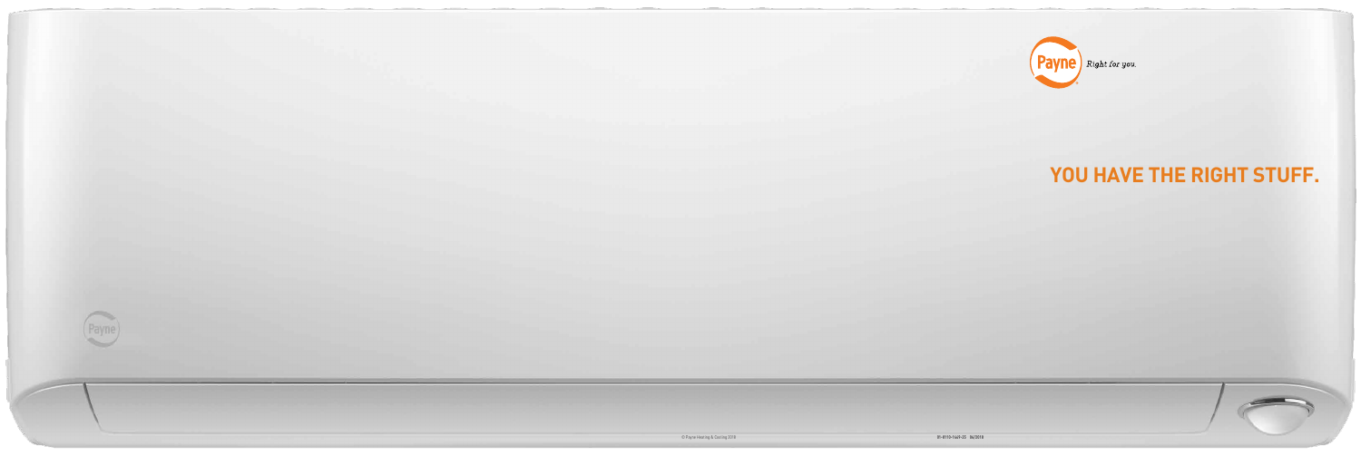Payne

*Right for you.*

**YOU HAVE THE RIGHT STUFF.**

Payne

© Payne Heating & Cooling 2018

01-8110-1469-25 06/2018